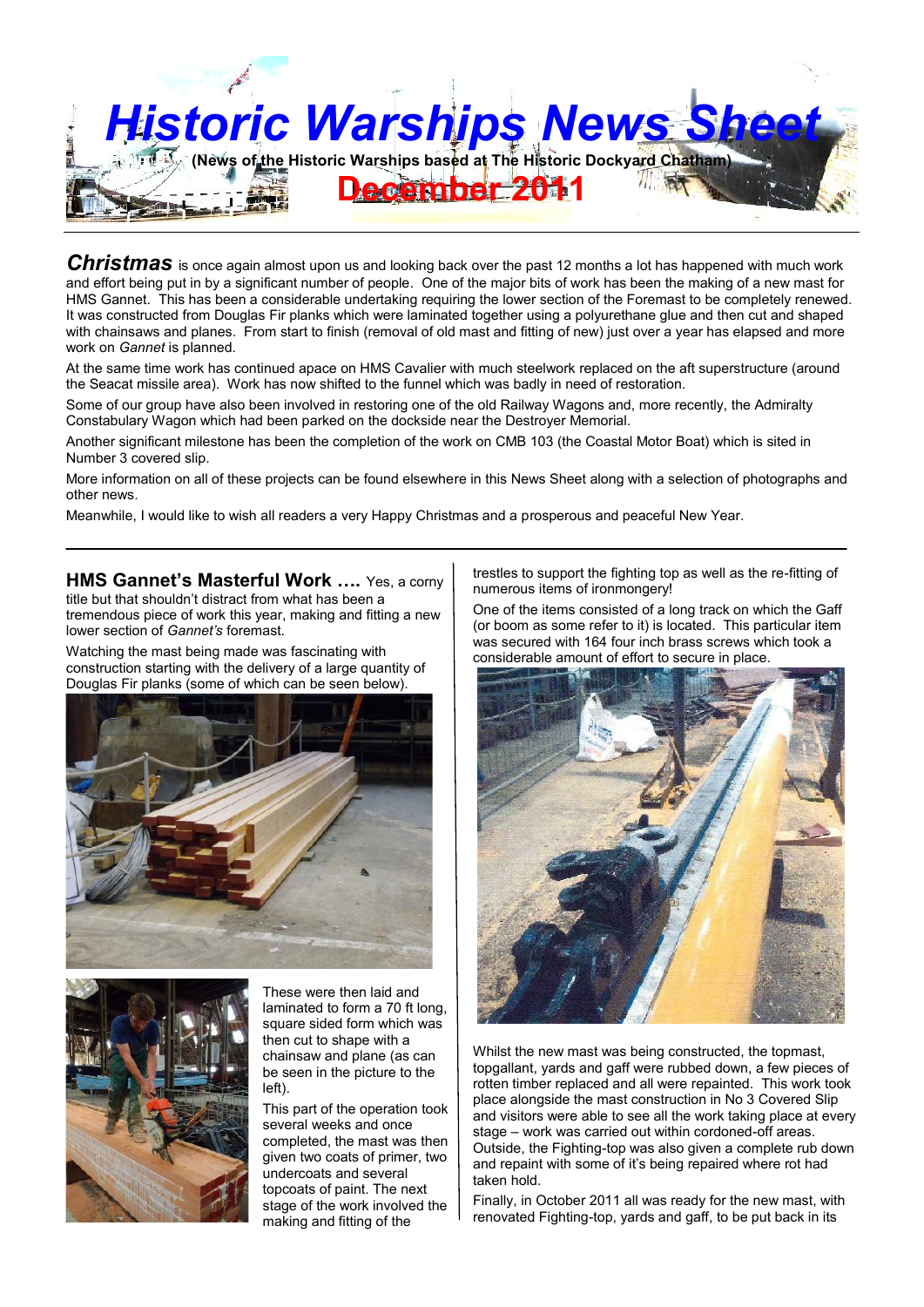# Historic Warships News Sheet

**(News of the Historic Warships based at The Historic Dockyard Chatham)**

## December 2011

***Christmas*** is once again almost upon us and looking back over the past 12 months a lot has happened with much work and effort being put in by a significant number of people. One of the major bits of work has been the making of a new mast for HMS Gannet. This has been a considerable undertaking requiring the lower section of the Foremast to be completely renewed. It was constructed from Douglas Fir planks which were laminated together using a polyurethane glue and then cut and shaped with chainsaws and planes. From start to finish (removal of old mast and fitting of new) just over a year has elapsed and more work on *Gannet* is planned.

At the same time work has continued apace on HMS Cavalier with much steelwork replaced on the aft superstructure (around the Seacat missile area). Work has now shifted to the funnel which was badly in need of restoration.

Some of our group have also been involved in restoring one of the old Railway Wagons and, more recently, the Admiralty Constabulary Wagon which had been parked on the dockside near the Destroyer Memorial.

Another significant milestone has been the completion of the work on CMB 103 (the Coastal Motor Boat) which is sited in Number 3 covered slip.

More information on all of these projects can be found elsewhere in this News Sheet along with a selection of photographs and other news.

Meanwhile, I would like to wish all readers a very Happy Christmas and a prosperous and peaceful New Year.

---

**HMS Gannet's Masterful Work ….** Yes, a corny title but that shouldn't distract from what has been a tremendous piece of work this year, making and fitting a new lower section of *Gannet's* foremast.

Watching the mast being made was fascinating with construction starting with the delivery of a large quantity of Douglas Fir planks (some of which can be seen below).

These were then laid and laminated to form a 70 ft long, square sided form which was then cut to shape with a chainsaw and plane (as can be seen in the picture to the left).

This part of the operation took several weeks and once completed, the mast was then given two coats of primer, two undercoats and several topcoats of paint. The next stage of the work involved the making and fitting of the trestles to support the fighting top as well as the re-fitting of numerous items of ironmongery!

One of the items consisted of a long track on which the Gaff (or boom as some refer to it) is located. This particular item was secured with 164 four inch brass screws which took a considerable amount of effort to secure in place.

Whilst the new mast was being constructed, the topmast, topgallant, yards and gaff were rubbed down, a few pieces of rotten timber replaced and all were repainted. This work took place alongside the mast construction in No 3 Covered Slip and visitors were able to see all the work taking place at every stage – work was carried out within cordoned-off areas. Outside, the Fighting-top was also given a complete rub down and repaint with some of it's being repaired where rot had taken hold.

Finally, in October 2011 all was ready for the new mast, with renovated Fighting-top, yards and gaff, to be put back in its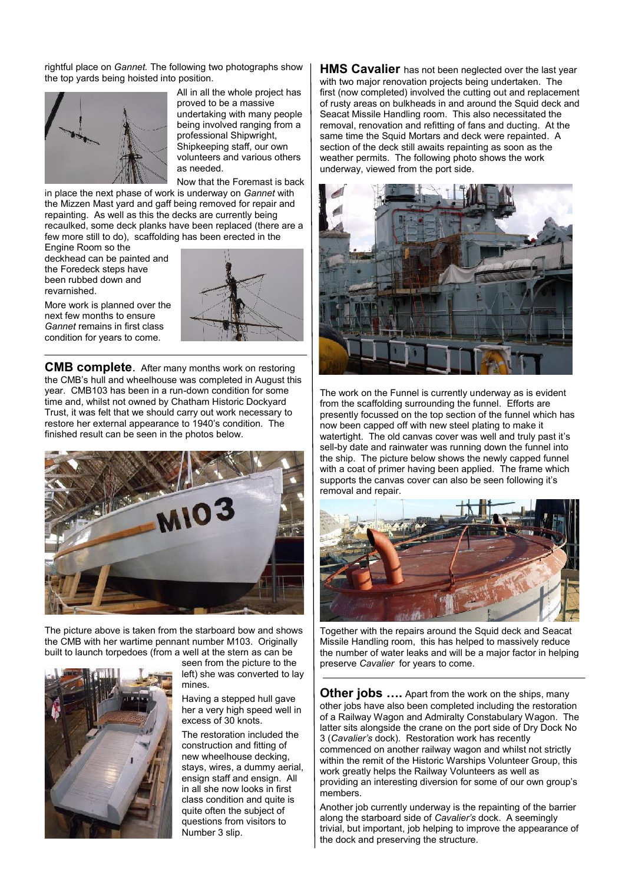rightful place on *Gannet.* The following two photographs show the top yards being hoisted into position.

All in all the whole project has proved to be a massive undertaking with many people being involved ranging from a professional Shipwright, Shipkeeping staff, our own volunteers and various others as needed.

Now that the Foremast is back in place the next phase of work is underway on *Gannet* with the Mizzen Mast yard and gaff being removed for repair and repainting. As well as this the decks are currently being recaulked, some deck planks have been replaced (there are a few more still to do), scaffolding has been erected in the Engine Room so the deckhead can be painted and the Foredeck steps have been rubbed down and revarnished.

More work is planned over the next few months to ensure *Gannet* remains in first class condition for years to come.

**CMB complete**. After many months work on restoring the CMB's hull and wheelhouse was completed in August this year. CMB103 has been in a run-down condition for some time and, whilst not owned by Chatham Historic Dockyard Trust, it was felt that we should carry out work necessary to restore her external appearance to 1940's condition. The finished result can be seen in the photos below.

The picture above is taken from the starboard bow and shows the CMB with her wartime pennant number M103. Originally built to launch torpedoes (from a well at the stern as can be seen from the picture to the left) she was converted to lay mines.

Having a stepped hull gave her a very high speed well in excess of 30 knots.

The restoration included the construction and fitting of new wheelhouse decking, stays, wires, a dummy aerial, ensign staff and ensign. All in all she now looks in first class condition and quite is quite often the subject of questions from visitors to Number 3 slip.

**HMS Cavalier** has not been neglected over the last year with two major renovation projects being undertaken. The first (now completed) involved the cutting out and replacement of rusty areas on bulkheads in and around the Squid deck and Seacat Missile Handling room. This also necessitated the removal, renovation and refitting of fans and ducting. At the same time the Squid Mortars and deck were repainted. A section of the deck still awaits repainting as soon as the weather permits. The following photo shows the work underway, viewed from the port side.

The work on the Funnel is currently underway as is evident from the scaffolding surrounding the funnel. Efforts are presently focussed on the top section of the funnel which has now been capped off with new steel plating to make it watertight. The old canvas cover was well and truly past it's sell-by date and rainwater was running down the funnel into the ship. The picture below shows the newly capped funnel with a coat of primer having been applied. The frame which supports the canvas cover can also be seen following it's removal and repair.

Together with the repairs around the Squid deck and Seacat Missile Handling room, this has helped to massively reduce the number of water leaks and will be a major factor in helping preserve *Cavalier* for years to come.

**Other jobs ….** Apart from the work on the ships, many other jobs have also been completed including the restoration of a Railway Wagon and Admiralty Constabulary Wagon. The latter sits alongside the crane on the port side of Dry Dock No 3 (*Cavalier's* dock). Restoration work has recently commenced on another railway wagon and whilst not strictly within the remit of the Historic Warships Volunteer Group, this work greatly helps the Railway Volunteers as well as providing an interesting diversion for some of our own group's members.

Another job currently underway is the repainting of the barrier along the starboard side of *Cavalier's* dock. A seemingly trivial, but important, job helping to improve the appearance of the dock and preserving the structure.